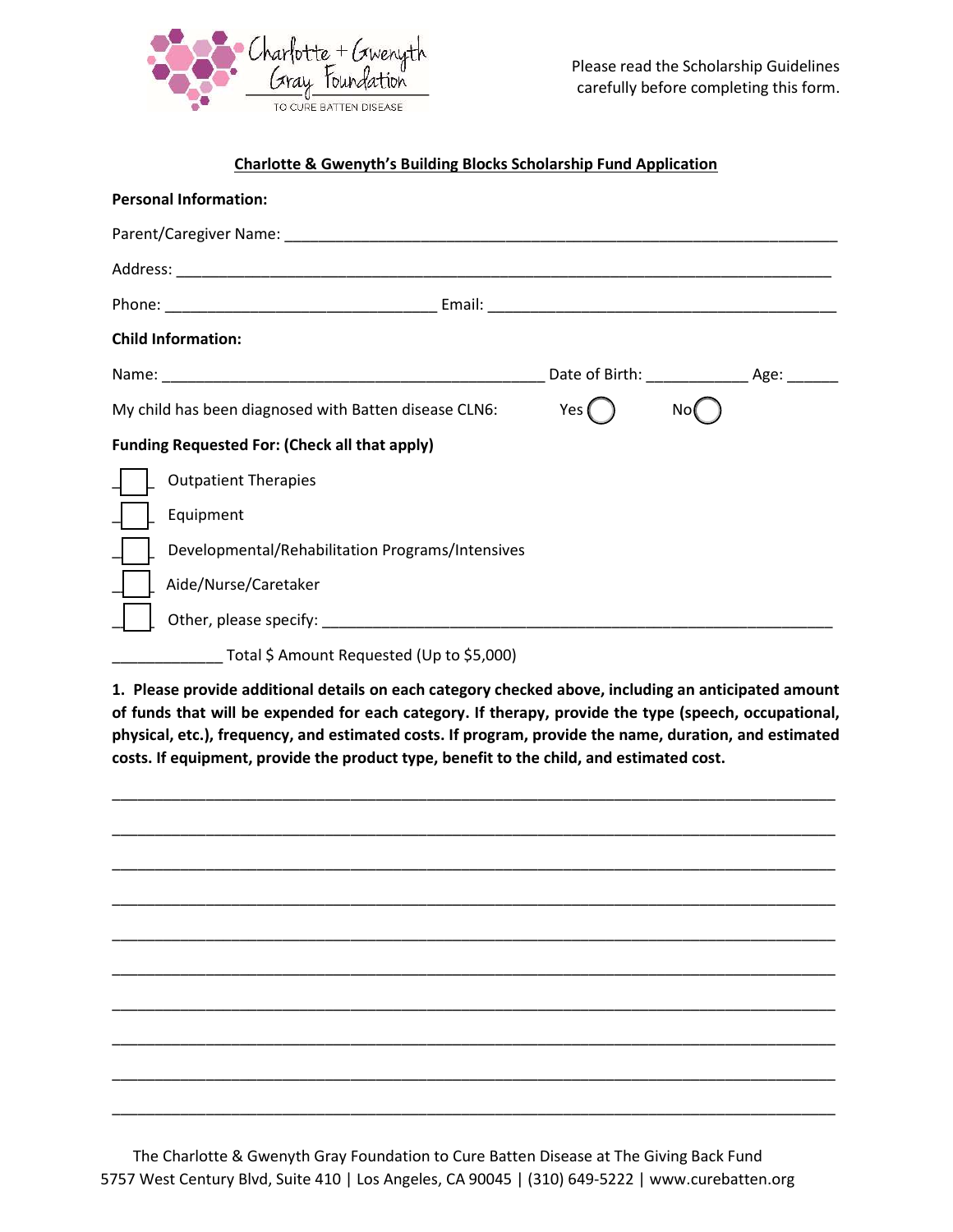Charlotte + Gwenyth Gray Foundation
TO CURE BATTEN DISEASE

Please read the Scholarship Guidelines carefully before completing this form.

## Charlotte & Gwenyth's Building Blocks Scholarship Fund Application

**Personal Information:**

Parent/Caregiver Name: ____________________________________________

Address: ____________________________________________

Phone: ______________________ Email: ______________________________

**Child Information:**

Name: ________________________________ Date of Birth: __________ Age: ______

My child has been diagnosed with Batten disease CLN6: Yes ◯ No ◯

**Funding Requested For: (Check all that apply)**

- ☐ Outpatient Therapies
- ☐ Equipment
- ☐ Developmental/Rehabilitation Programs/Intensives
- ☐ Aide/Nurse/Caretaker
- ☐ Other, please specify: ____________________________________________

____________ Total $ Amount Requested (Up to $5,000)

**1. Please provide additional details on each category checked above, including an anticipated amount of funds that will be expended for each category. If therapy, provide the type (speech, occupational, physical, etc.), frequency, and estimated costs. If program, provide the name, duration, and estimated costs. If equipment, provide the product type, benefit to the child, and estimated cost.**

________________________________________________________________________

________________________________________________________________________

________________________________________________________________________

________________________________________________________________________

________________________________________________________________________

________________________________________________________________________

________________________________________________________________________

________________________________________________________________________

________________________________________________________________________

________________________________________________________________________

The Charlotte & Gwenyth Gray Foundation to Cure Batten Disease at The Giving Back Fund
5757 West Century Blvd, Suite 410 | Los Angeles, CA 90045 | (310) 649-5222 | www.curebatten.org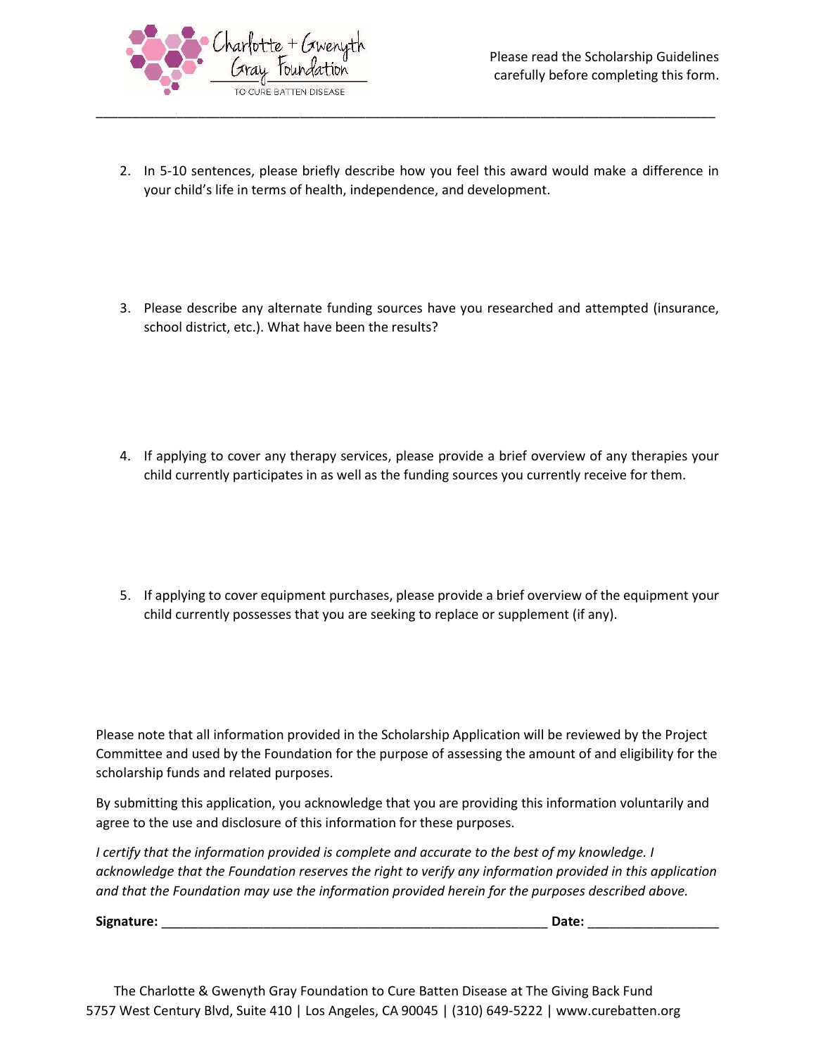Please read the Scholarship Guidelines carefully before completing this form.

2. In 5-10 sentences, please briefly describe how you feel this award would make a difference in your child's life in terms of health, independence, and development.

3. Please describe any alternate funding sources have you researched and attempted (insurance, school district, etc.). What have been the results?

4. If applying to cover any therapy services, please provide a brief overview of any therapies your child currently participates in as well as the funding sources you currently receive for them.

5. If applying to cover equipment purchases, please provide a brief overview of the equipment your child currently possesses that you are seeking to replace or supplement (if any).

Please note that all information provided in the Scholarship Application will be reviewed by the Project Committee and used by the Foundation for the purpose of assessing the amount of and eligibility for the scholarship funds and related purposes.

By submitting this application, you acknowledge that you are providing this information voluntarily and agree to the use and disclosure of this information for these purposes.

*I certify that the information provided is complete and accurate to the best of my knowledge. I acknowledge that the Foundation reserves the right to verify any information provided in this application and that the Foundation may use the information provided herein for the purposes described above.*

**Signature:** ______________________________________________________ **Date:** __________________

The Charlotte & Gwenyth Gray Foundation to Cure Batten Disease at The Giving Back Fund
5757 West Century Blvd, Suite 410 | Los Angeles, CA 90045 | (310) 649-5222 | www.curebatten.org